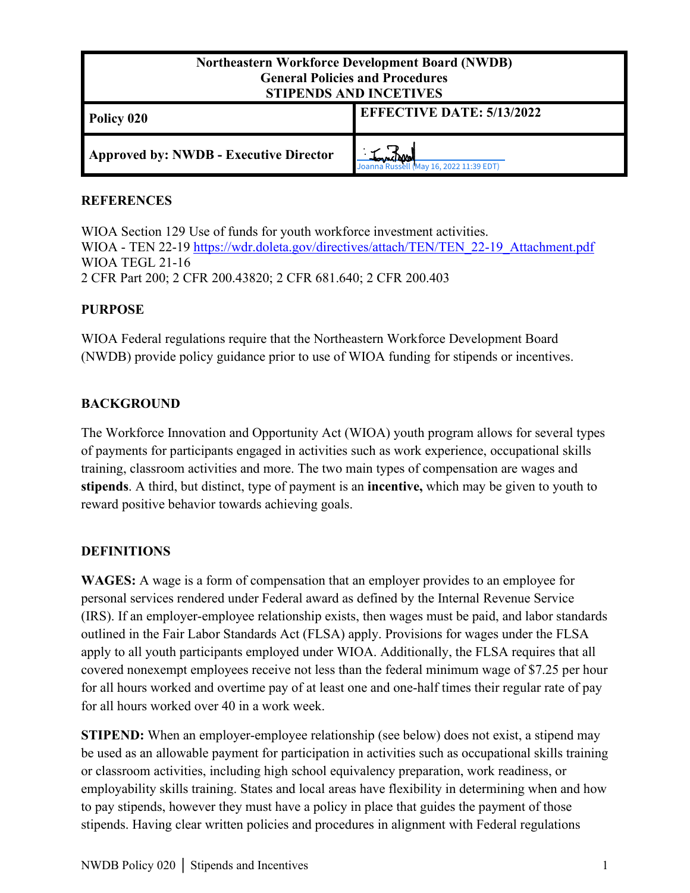| Northeastern Workforce Development Board (NWDB) General Policies and Procedures STIPENDS AND INCETIVES | |
|---|---|
| **Policy 020** | **EFFECTIVE DATE: 5/13/2022** |
| **Approved by: NWDB - Executive Director** | Joanna Russell (May 16, 2022 11:39 EDT) |

## REFERENCES

WIOA Section 129 Use of funds for youth workforce investment activities.
WIOA - TEN 22-19 https://wdr.doleta.gov/directives/attach/TEN/TEN_22-19_Attachment.pdf
WIOA TEGL 21-16
2 CFR Part 200; 2 CFR 200.43820; 2 CFR 681.640; 2 CFR 200.403

## PURPOSE

WIOA Federal regulations require that the Northeastern Workforce Development Board (NWDB) provide policy guidance prior to use of WIOA funding for stipends or incentives.

## BACKGROUND

The Workforce Innovation and Opportunity Act (WIOA) youth program allows for several types of payments for participants engaged in activities such as work experience, occupational skills training, classroom activities and more. The two main types of compensation are wages and **stipends**. A third, but distinct, type of payment is an **incentive,** which may be given to youth to reward positive behavior towards achieving goals.

## DEFINITIONS

**WAGES:** A wage is a form of compensation that an employer provides to an employee for personal services rendered under Federal award as defined by the Internal Revenue Service (IRS). If an employer-employee relationship exists, then wages must be paid, and labor standards outlined in the Fair Labor Standards Act (FLSA) apply. Provisions for wages under the FLSA apply to all youth participants employed under WIOA. Additionally, the FLSA requires that all covered nonexempt employees receive not less than the federal minimum wage of $7.25 per hour for all hours worked and overtime pay of at least one and one-half times their regular rate of pay for all hours worked over 40 in a work week.

**STIPEND:** When an employer-employee relationship (see below) does not exist, a stipend may be used as an allowable payment for participation in activities such as occupational skills training or classroom activities, including high school equivalency preparation, work readiness, or employability skills training. States and local areas have flexibility in determining when and how to pay stipends, however they must have a policy in place that guides the payment of those stipends. Having clear written policies and procedures in alignment with Federal regulations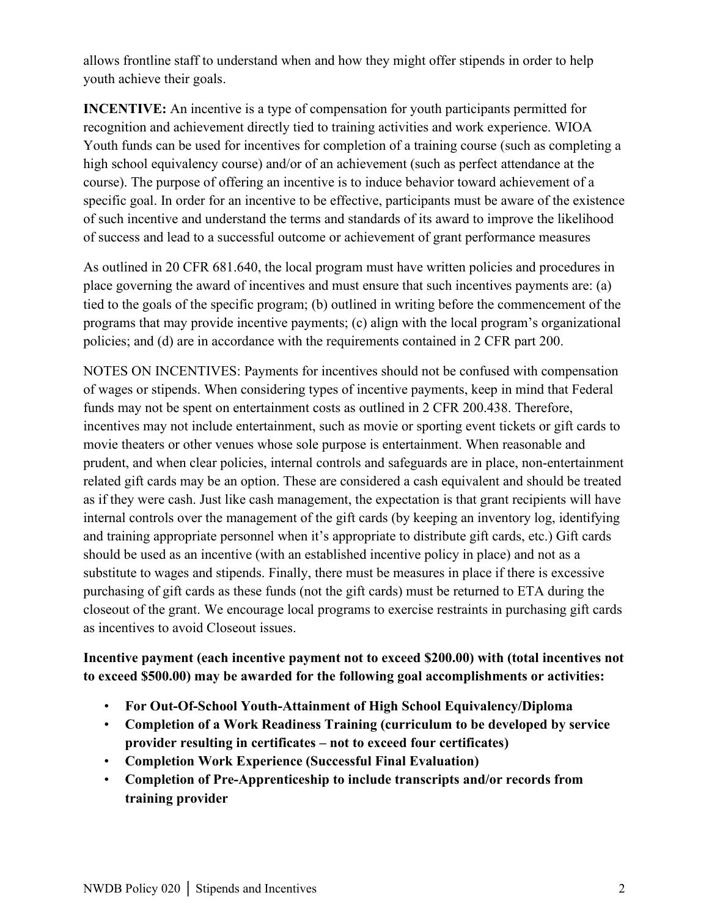allows frontline staff to understand when and how they might offer stipends in order to help youth achieve their goals.

**INCENTIVE:** An incentive is a type of compensation for youth participants permitted for recognition and achievement directly tied to training activities and work experience. WIOA Youth funds can be used for incentives for completion of a training course (such as completing a high school equivalency course) and/or of an achievement (such as perfect attendance at the course). The purpose of offering an incentive is to induce behavior toward achievement of a specific goal. In order for an incentive to be effective, participants must be aware of the existence of such incentive and understand the terms and standards of its award to improve the likelihood of success and lead to a successful outcome or achievement of grant performance measures

As outlined in 20 CFR 681.640, the local program must have written policies and procedures in place governing the award of incentives and must ensure that such incentives payments are: (a) tied to the goals of the specific program; (b) outlined in writing before the commencement of the programs that may provide incentive payments; (c) align with the local program's organizational policies; and (d) are in accordance with the requirements contained in 2 CFR part 200.

NOTES ON INCENTIVES: Payments for incentives should not be confused with compensation of wages or stipends. When considering types of incentive payments, keep in mind that Federal funds may not be spent on entertainment costs as outlined in 2 CFR 200.438. Therefore, incentives may not include entertainment, such as movie or sporting event tickets or gift cards to movie theaters or other venues whose sole purpose is entertainment. When reasonable and prudent, and when clear policies, internal controls and safeguards are in place, non-entertainment related gift cards may be an option. These are considered a cash equivalent and should be treated as if they were cash. Just like cash management, the expectation is that grant recipients will have internal controls over the management of the gift cards (by keeping an inventory log, identifying and training appropriate personnel when it's appropriate to distribute gift cards, etc.) Gift cards should be used as an incentive (with an established incentive policy in place) and not as a substitute to wages and stipends. Finally, there must be measures in place if there is excessive purchasing of gift cards as these funds (not the gift cards) must be returned to ETA during the closeout of the grant. We encourage local programs to exercise restraints in purchasing gift cards as incentives to avoid Closeout issues.

**Incentive payment (each incentive payment not to exceed $200.00) with (total incentives not to exceed $500.00) may be awarded for the following goal accomplishments or activities:**

- **For Out-Of-School Youth-Attainment of High School Equivalency/Diploma**
- **Completion of a Work Readiness Training (curriculum to be developed by service provider resulting in certificates – not to exceed four certificates)**
- **Completion Work Experience (Successful Final Evaluation)**
- **Completion of Pre-Apprenticeship to include transcripts and/or records from training provider**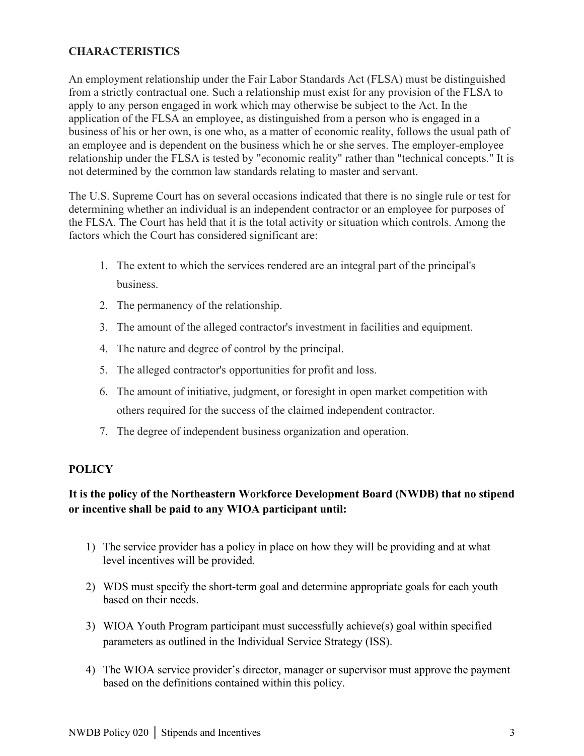## CHARACTERISTICS

An employment relationship under the Fair Labor Standards Act (FLSA) must be distinguished from a strictly contractual one. Such a relationship must exist for any provision of the FLSA to apply to any person engaged in work which may otherwise be subject to the Act. In the application of the FLSA an employee, as distinguished from a person who is engaged in a business of his or her own, is one who, as a matter of economic reality, follows the usual path of an employee and is dependent on the business which he or she serves. The employer-employee relationship under the FLSA is tested by "economic reality" rather than "technical concepts." It is not determined by the common law standards relating to master and servant.

The U.S. Supreme Court has on several occasions indicated that there is no single rule or test for determining whether an individual is an independent contractor or an employee for purposes of the FLSA. The Court has held that it is the total activity or situation which controls. Among the factors which the Court has considered significant are:

1. The extent to which the services rendered are an integral part of the principal's business.
2. The permanency of the relationship.
3. The amount of the alleged contractor's investment in facilities and equipment.
4. The nature and degree of control by the principal.
5. The alleged contractor's opportunities for profit and loss.
6. The amount of initiative, judgment, or foresight in open market competition with others required for the success of the claimed independent contractor.
7. The degree of independent business organization and operation.

## POLICY

**It is the policy of the Northeastern Workforce Development Board (NWDB) that no stipend or incentive shall be paid to any WIOA participant until:**

1) The service provider has a policy in place on how they will be providing and at what level incentives will be provided.

2) WDS must specify the short-term goal and determine appropriate goals for each youth based on their needs.

3) WIOA Youth Program participant must successfully achieve(s) goal within specified parameters as outlined in the Individual Service Strategy (ISS).

4) The WIOA service provider's director, manager or supervisor must approve the payment based on the definitions contained within this policy.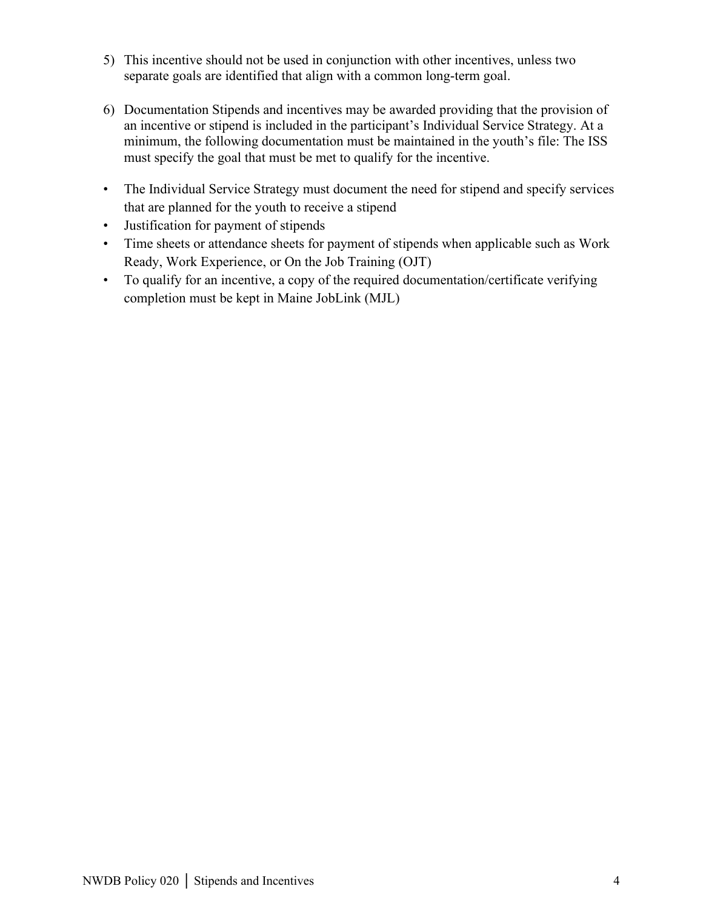5) This incentive should not be used in conjunction with other incentives, unless two separate goals are identified that align with a common long-term goal.

6) Documentation Stipends and incentives may be awarded providing that the provision of an incentive or stipend is included in the participant's Individual Service Strategy. At a minimum, the following documentation must be maintained in the youth's file: The ISS must specify the goal that must be met to qualify for the incentive.

- The Individual Service Strategy must document the need for stipend and specify services that are planned for the youth to receive a stipend
- Justification for payment of stipends
- Time sheets or attendance sheets for payment of stipends when applicable such as Work Ready, Work Experience, or On the Job Training (OJT)
- To qualify for an incentive, a copy of the required documentation/certificate verifying completion must be kept in Maine JobLink (MJL)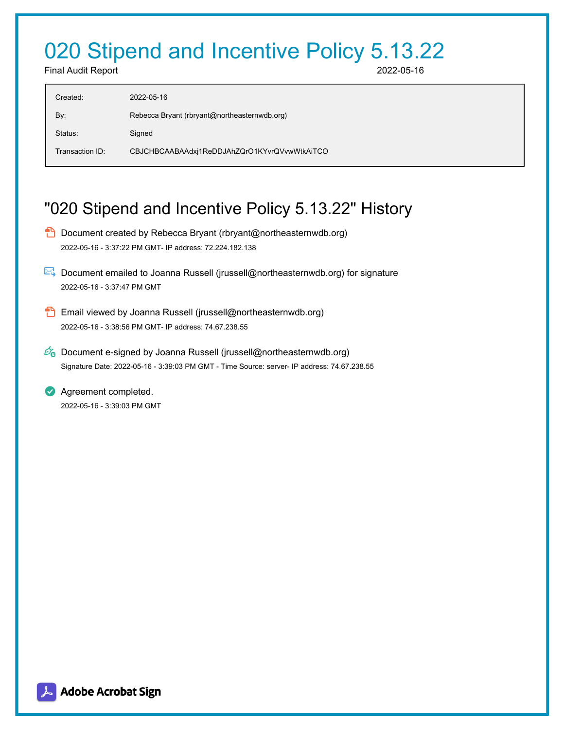# 020 Stipend and Incentive Policy 5.13.22

Final Audit Report 2022-05-16

| | |
|---|---|
| Created: | 2022-05-16 |
| By: | Rebecca Bryant (rbryant@northeasternwdb.org) |
| Status: | Signed |
| Transaction ID: | CBJCHBCAABAAdxj1ReDDJAhZQrO1KYvrQVvwWtkAiTCO |

## "020 Stipend and Incentive Policy 5.13.22" History

- Document created by Rebecca Bryant (rbryant@northeasternwdb.org)
  2022-05-16 - 3:37:22 PM GMT- IP address: 72.224.182.138

- Document emailed to Joanna Russell (jrussell@northeasternwdb.org) for signature
  2022-05-16 - 3:37:47 PM GMT

- Email viewed by Joanna Russell (jrussell@northeasternwdb.org)
  2022-05-16 - 3:38:56 PM GMT- IP address: 74.67.238.55

- Document e-signed by Joanna Russell (jrussell@northeasternwdb.org)
  Signature Date: 2022-05-16 - 3:39:03 PM GMT - Time Source: server- IP address: 74.67.238.55

- Agreement completed.
  2022-05-16 - 3:39:03 PM GMT

Adobe Acrobat Sign